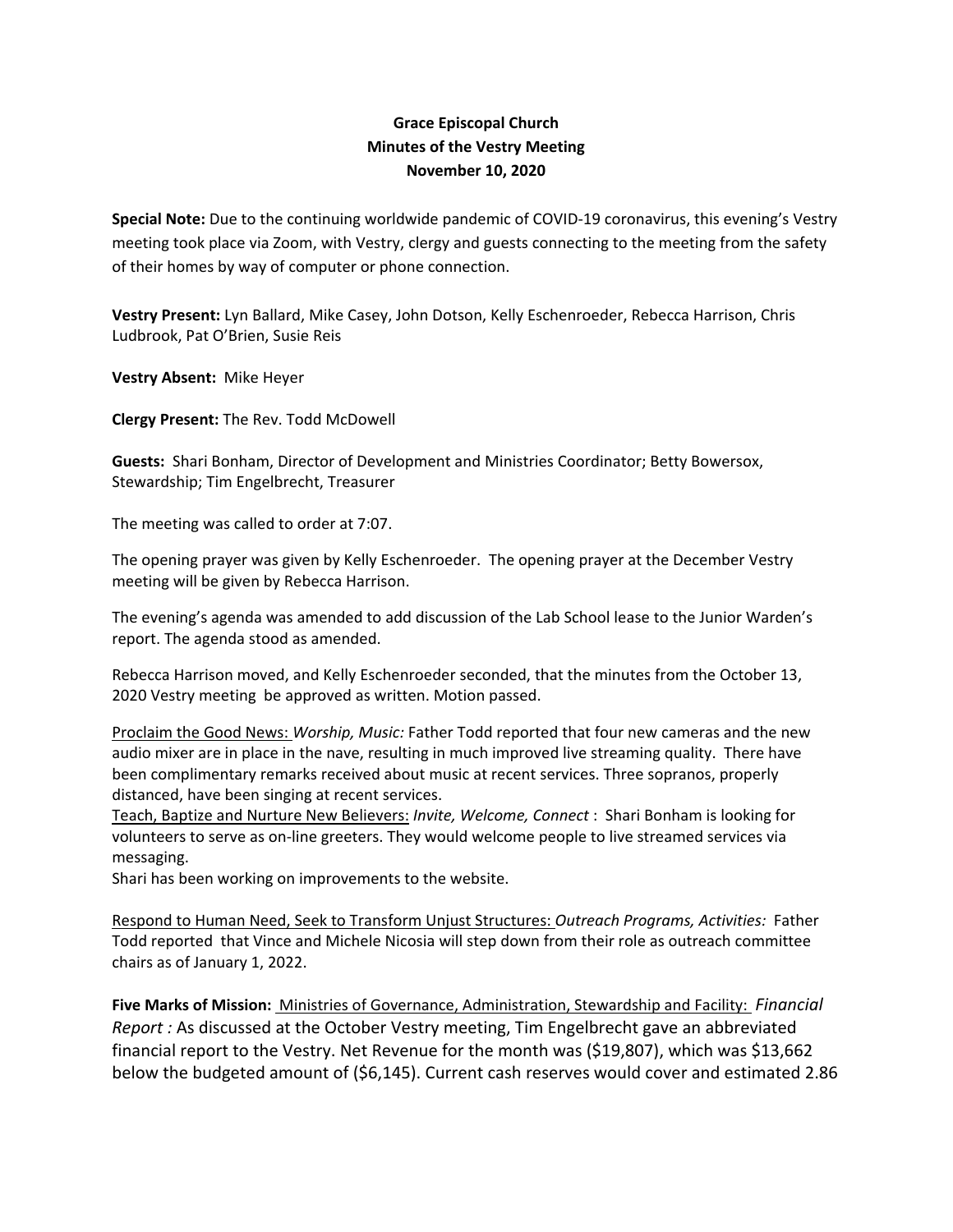**Grace Episcopal Church**
**Minutes of the Vestry Meeting**
**November 10, 2020**

**Special Note:** Due to the continuing worldwide pandemic of COVID-19 coronavirus, this evening's Vestry meeting took place via Zoom, with Vestry, clergy and guests connecting to the meeting from the safety of their homes by way of computer or phone connection.

**Vestry Present:** Lyn Ballard, Mike Casey, John Dotson, Kelly Eschenroeder, Rebecca Harrison, Chris Ludbrook, Pat O'Brien, Susie Reis

**Vestry Absent:** Mike Heyer

**Clergy Present:** The Rev. Todd McDowell

**Guests:** Shari Bonham, Director of Development and Ministries Coordinator; Betty Bowersox, Stewardship; Tim Engelbrecht, Treasurer

The meeting was called to order at 7:07.

The opening prayer was given by Kelly Eschenroeder. The opening prayer at the December Vestry meeting will be given by Rebecca Harrison.

The evening's agenda was amended to add discussion of the Lab School lease to the Junior Warden's report. The agenda stood as amended.

Rebecca Harrison moved, and Kelly Eschenroeder seconded, that the minutes from the October 13, 2020 Vestry meeting be approved as written. Motion passed.

<u>Proclaim the Good News:</u> *Worship, Music:* Father Todd reported that four new cameras and the new audio mixer are in place in the nave, resulting in much improved live streaming quality. There have been complimentary remarks received about music at recent services. Three sopranos, properly distanced, have been singing at recent services.

<u>Teach, Baptize and Nurture New Believers:</u> *Invite, Welcome, Connect* : Shari Bonham is looking for volunteers to serve as on-line greeters. They would welcome people to live streamed services via messaging.

Shari has been working on improvements to the website.

<u>Respond to Human Need, Seek to Transform Unjust Structures:</u> *Outreach Programs, Activities:* Father Todd reported that Vince and Michele Nicosia will step down from their role as outreach committee chairs as of January 1, 2022.

**Five Marks of Mission:** <u>Ministries of Governance, Administration, Stewardship and Facility:</u> *Financial Report :* As discussed at the October Vestry meeting, Tim Engelbrecht gave an abbreviated financial report to the Vestry. Net Revenue for the month was ($19,807), which was $13,662 below the budgeted amount of ($6,145). Current cash reserves would cover and estimated 2.86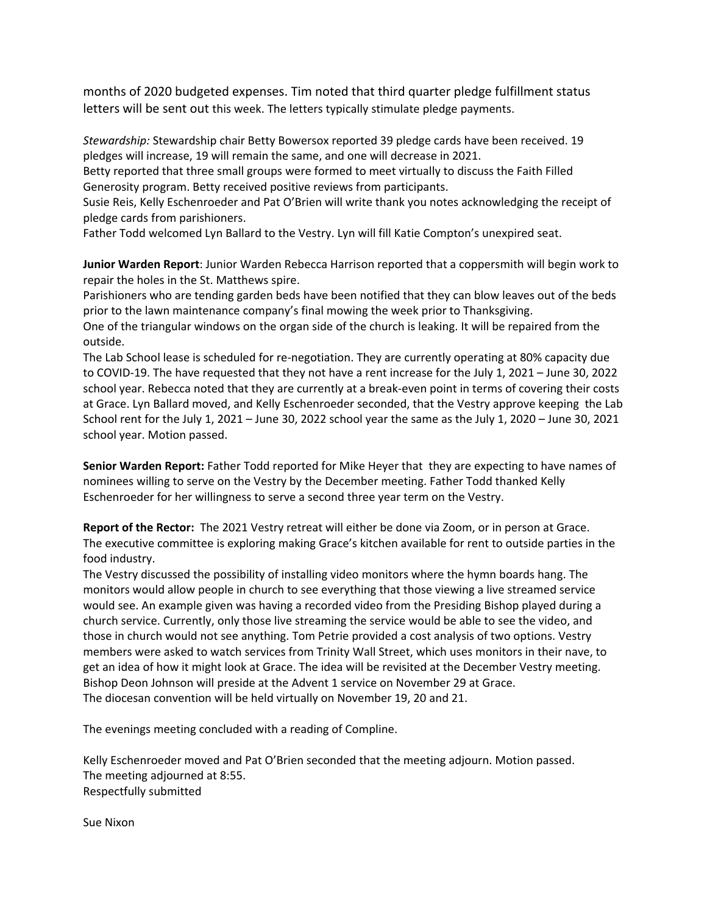months of 2020 budgeted expenses. Tim noted that third quarter pledge fulfillment status letters will be sent out this week. The letters typically stimulate pledge payments.

*Stewardship:* Stewardship chair Betty Bowersox reported 39 pledge cards have been received. 19 pledges will increase, 19 will remain the same, and one will decrease in 2021.
Betty reported that three small groups were formed to meet virtually to discuss the Faith Filled Generosity program. Betty received positive reviews from participants.
Susie Reis, Kelly Eschenroeder and Pat O'Brien will write thank you notes acknowledging the receipt of pledge cards from parishioners.
Father Todd welcomed Lyn Ballard to the Vestry. Lyn will fill Katie Compton's unexpired seat.

**Junior Warden Report**: Junior Warden Rebecca Harrison reported that a coppersmith will begin work to repair the holes in the St. Matthews spire.
Parishioners who are tending garden beds have been notified that they can blow leaves out of the beds prior to the lawn maintenance company's final mowing the week prior to Thanksgiving.
One of the triangular windows on the organ side of the church is leaking. It will be repaired from the outside.
The Lab School lease is scheduled for re-negotiation. They are currently operating at 80% capacity due to COVID-19. The have requested that they not have a rent increase for the July 1, 2021 – June 30, 2022 school year. Rebecca noted that they are currently at a break-even point in terms of covering their costs at Grace. Lyn Ballard moved, and Kelly Eschenroeder seconded, that the Vestry approve keeping the Lab School rent for the July 1, 2021 – June 30, 2022 school year the same as the July 1, 2020 – June 30, 2021 school year. Motion passed.

**Senior Warden Report:** Father Todd reported for Mike Heyer that they are expecting to have names of nominees willing to serve on the Vestry by the December meeting. Father Todd thanked Kelly Eschenroeder for her willingness to serve a second three year term on the Vestry.

**Report of the Rector:** The 2021 Vestry retreat will either be done via Zoom, or in person at Grace.
The executive committee is exploring making Grace's kitchen available for rent to outside parties in the food industry.
The Vestry discussed the possibility of installing video monitors where the hymn boards hang. The monitors would allow people in church to see everything that those viewing a live streamed service would see. An example given was having a recorded video from the Presiding Bishop played during a church service. Currently, only those live streaming the service would be able to see the video, and those in church would not see anything. Tom Petrie provided a cost analysis of two options. Vestry members were asked to watch services from Trinity Wall Street, which uses monitors in their nave, to get an idea of how it might look at Grace. The idea will be revisited at the December Vestry meeting.
Bishop Deon Johnson will preside at the Advent 1 service on November 29 at Grace.
The diocesan convention will be held virtually on November 19, 20 and 21.

The evenings meeting concluded with a reading of Compline.

Kelly Eschenroeder moved and Pat O'Brien seconded that the meeting adjourn. Motion passed.
The meeting adjourned at 8:55.
Respectfully submitted

Sue Nixon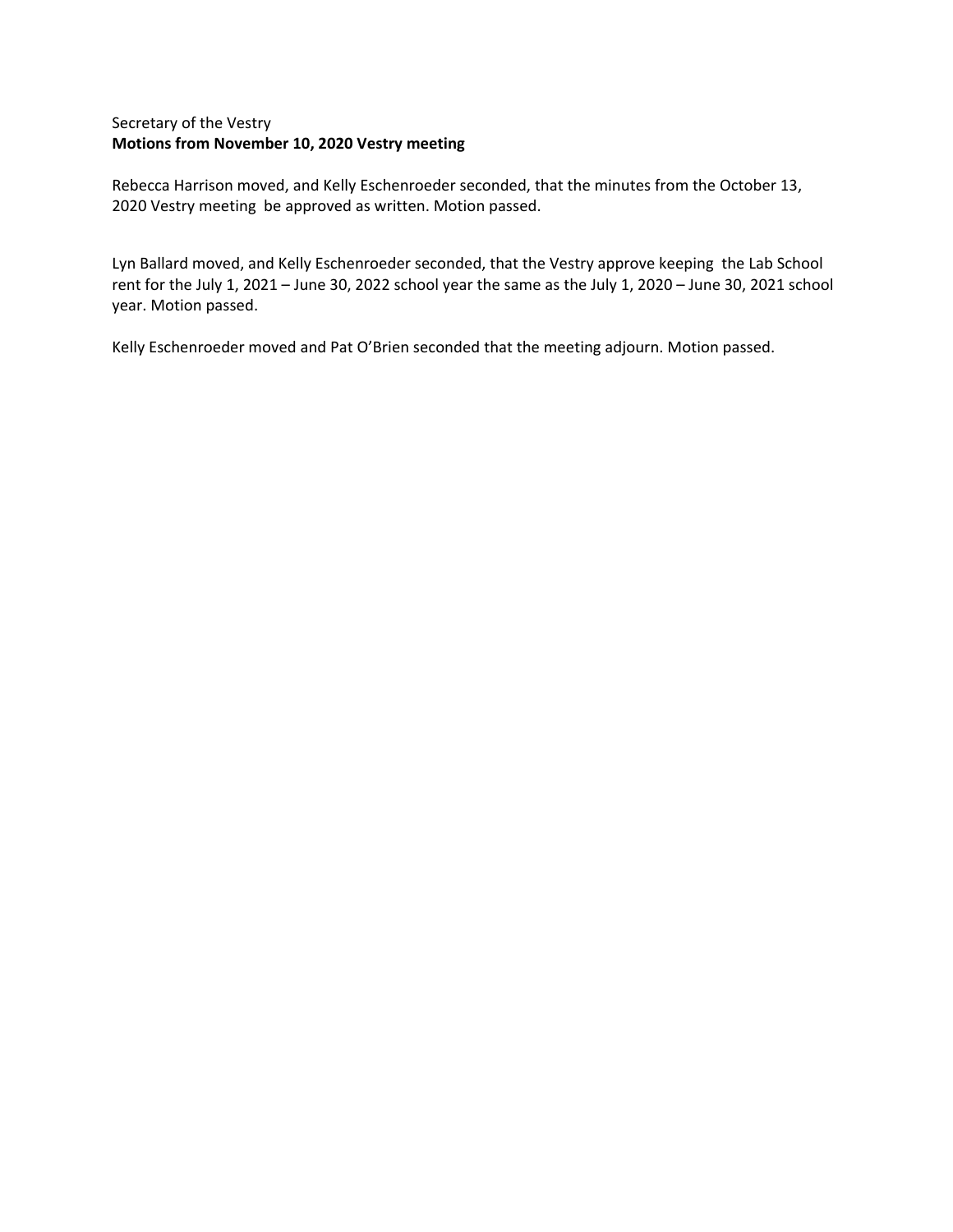Secretary of the Vestry

**Motions from November 10, 2020 Vestry meeting**

Rebecca Harrison moved, and Kelly Eschenroeder seconded, that the minutes from the October 13, 2020 Vestry meeting be approved as written. Motion passed.

Lyn Ballard moved, and Kelly Eschenroeder seconded, that the Vestry approve keeping the Lab School rent for the July 1, 2021 – June 30, 2022 school year the same as the July 1, 2020 – June 30, 2021 school year. Motion passed.

Kelly Eschenroeder moved and Pat O'Brien seconded that the meeting adjourn. Motion passed.